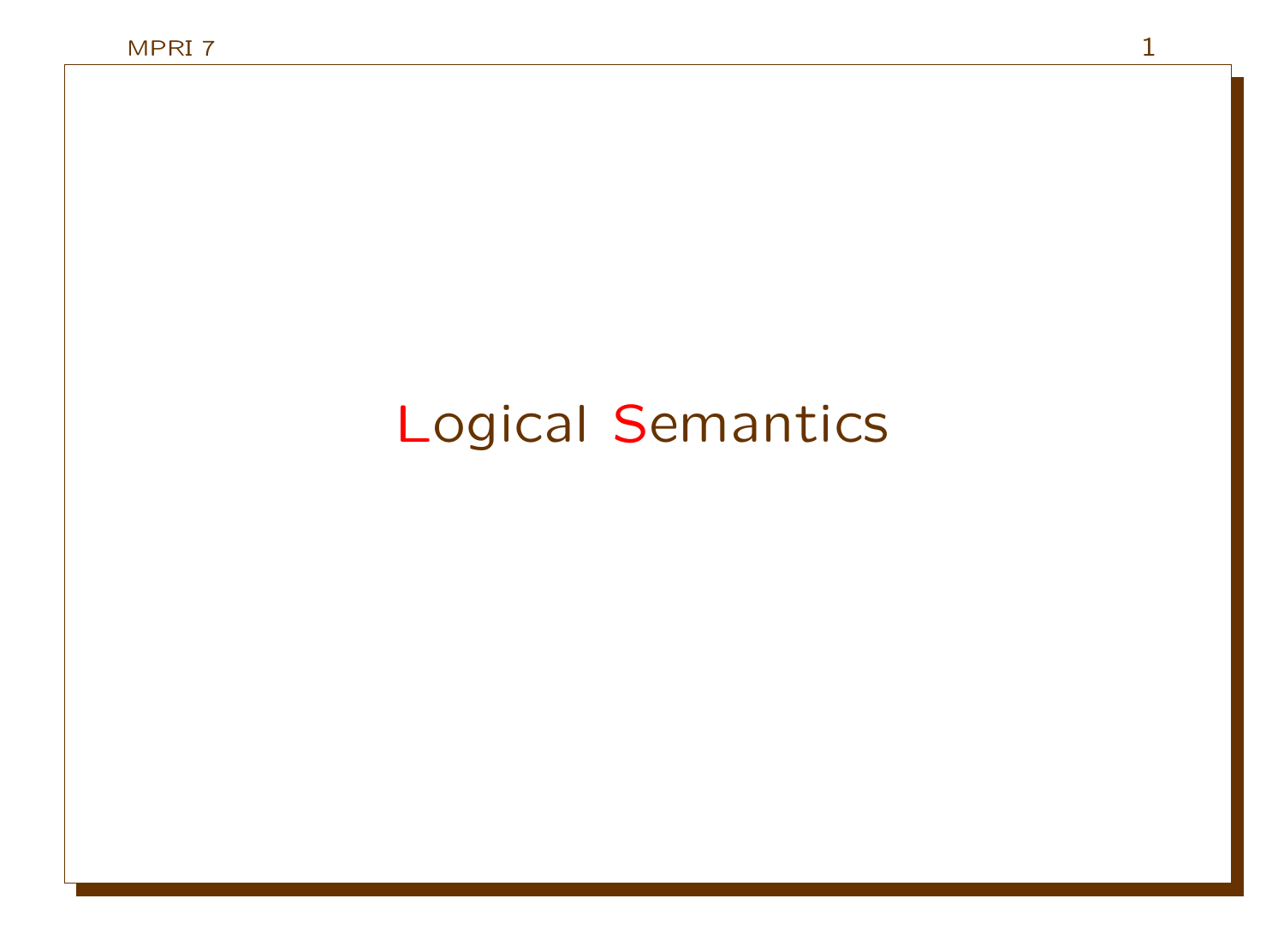# Logical Semantics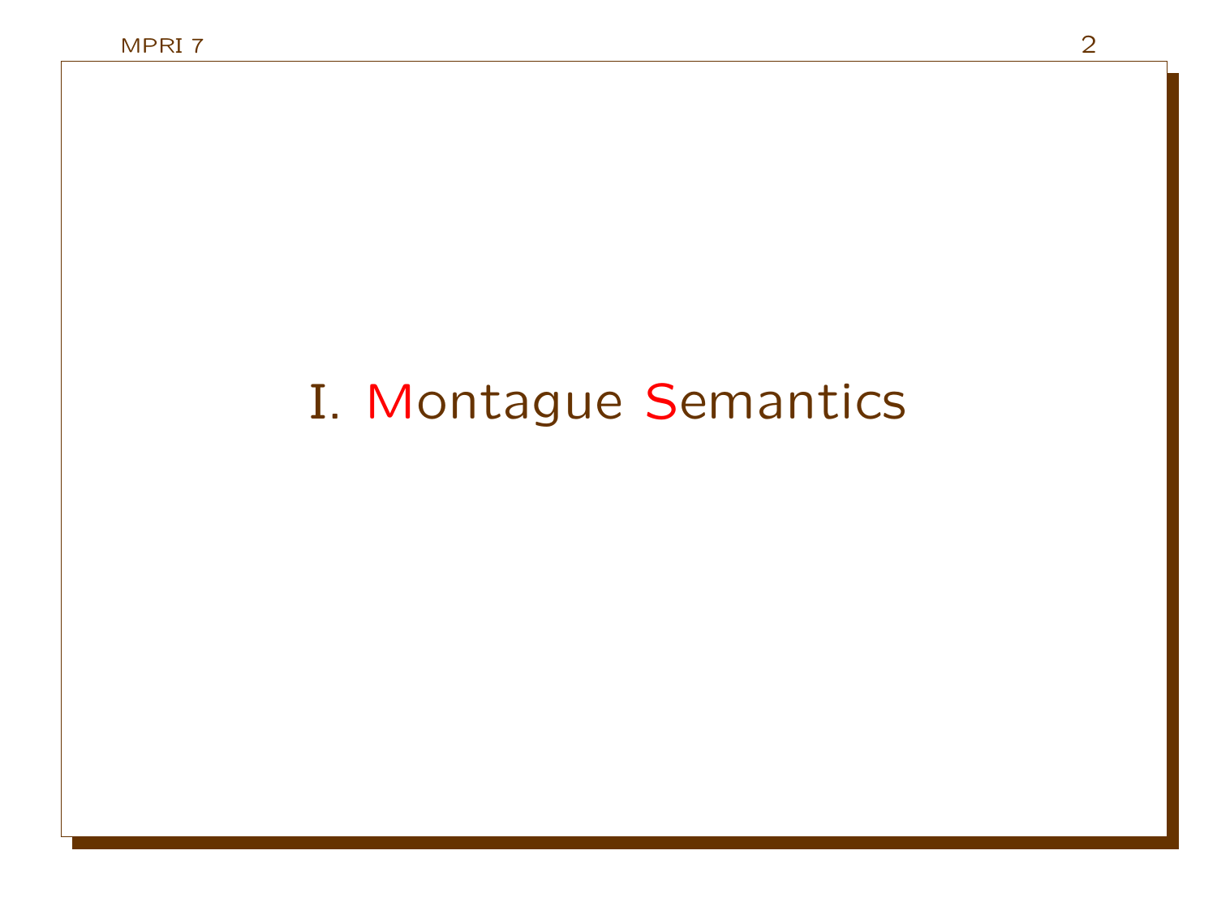# I. Montague Semantics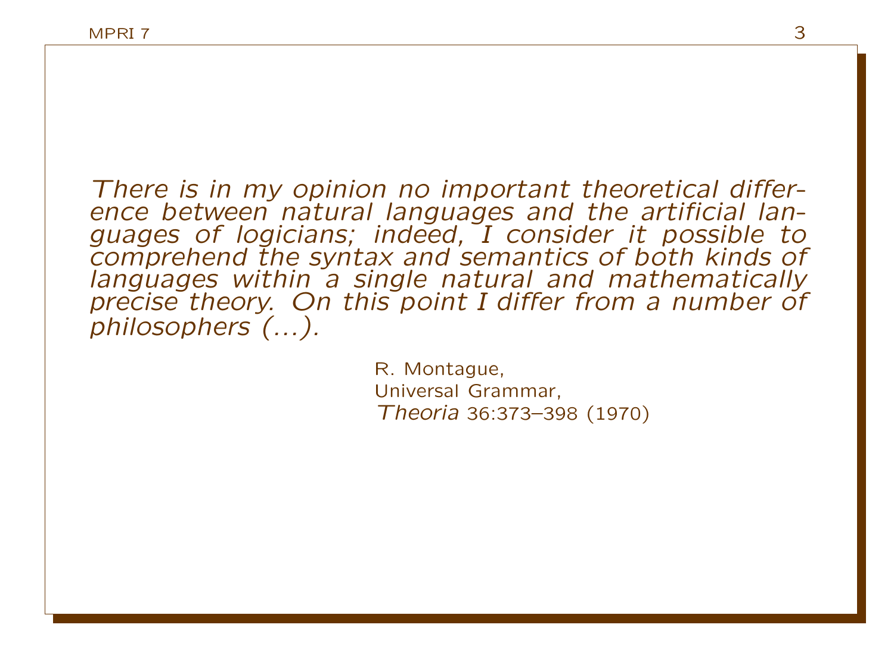*There is in my opinion no important theoretical difference between natural languages and the artificial languages of logicians; indeed, I consider it possible to comprehend the syntax and semantics of both kinds of languages within a single natural and mathematically precise theory. On this point I differ from a number of philosophers (...).*

R. Montague,
Universal Grammar,
*Theoria* 36:373–398 (1970)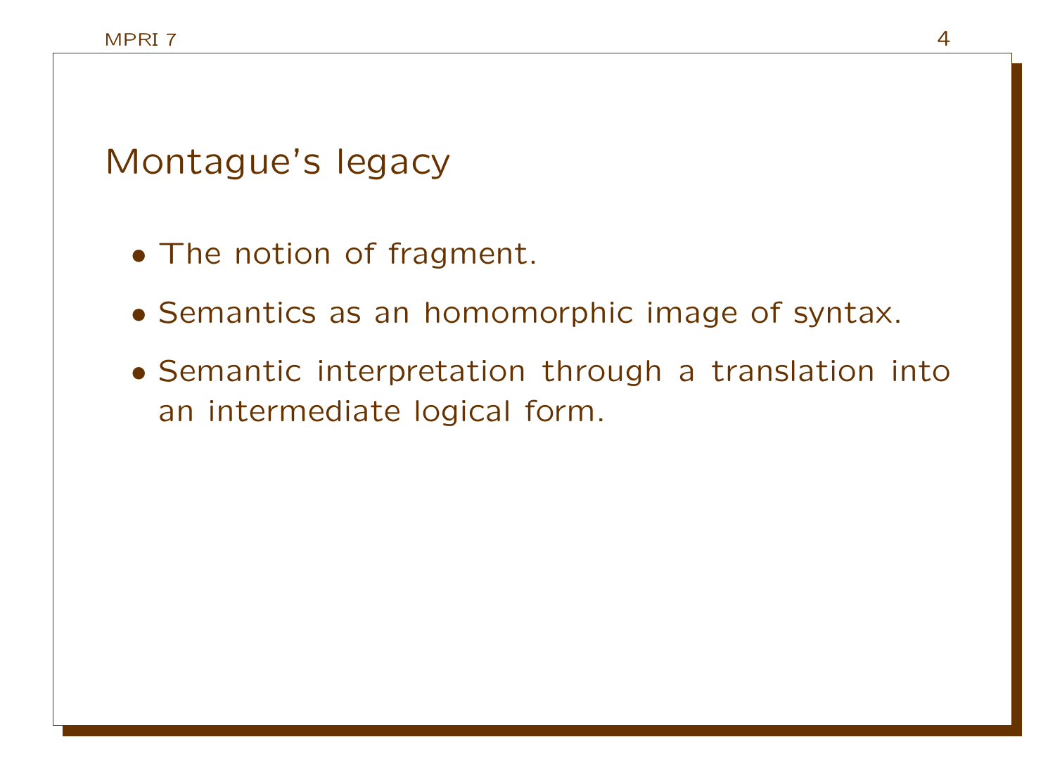# Montague's legacy

- The notion of fragment.
- Semantics as an homomorphic image of syntax.
- Semantic interpretation through a translation into an intermediate logical form.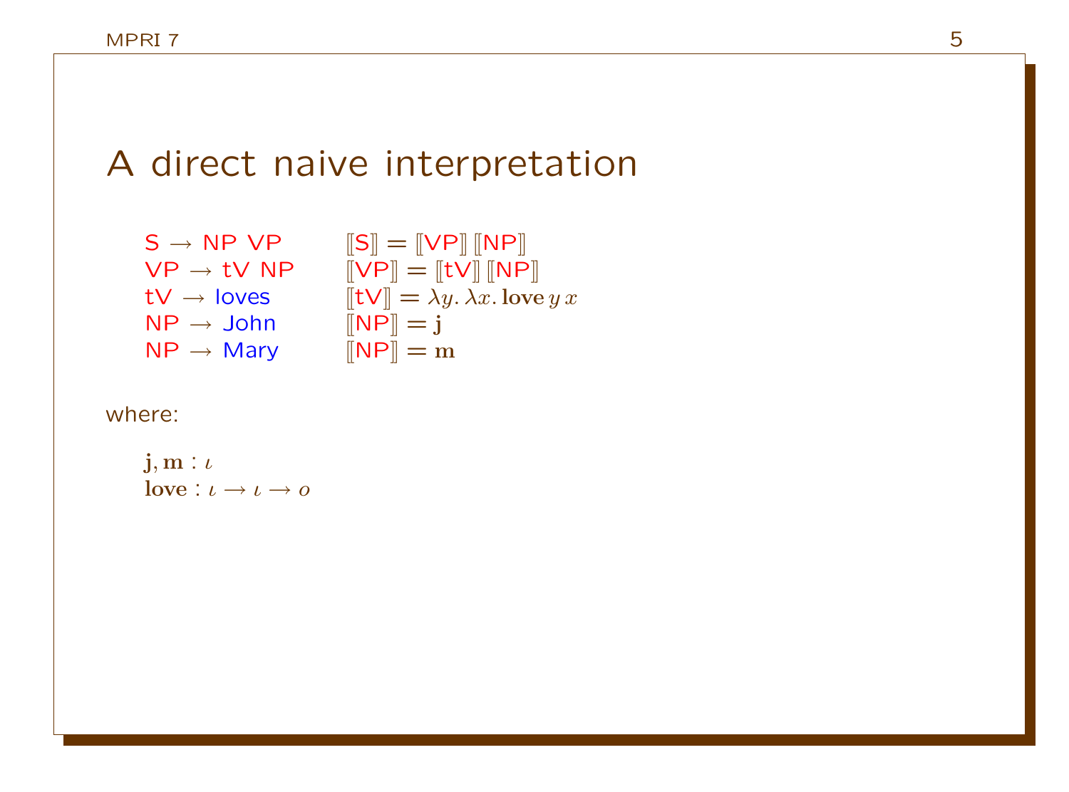# A direct naive interpretation

| | |
|---|---|
| S → NP VP | $[\![\text{S}]\!] = [\![\text{VP}]\!]\,[\![\text{NP}]\!]$ |
| VP → tV NP | $[\![\text{VP}]\!] = [\![\text{tV}]\!]\,[\![\text{NP}]\!]$ |
| tV → loves | $[\![\text{tV}]\!] = \lambda y.\,\lambda x.\,\mathbf{love}\,y\,x$ |
| NP → John | $[\![\text{NP}]\!] = \mathbf{j}$ |
| NP → Mary | $[\![\text{NP}]\!] = \mathbf{m}$ |

where:

$\mathbf{j}, \mathbf{m} : \iota$

$\mathbf{love} : \iota \to \iota \to o$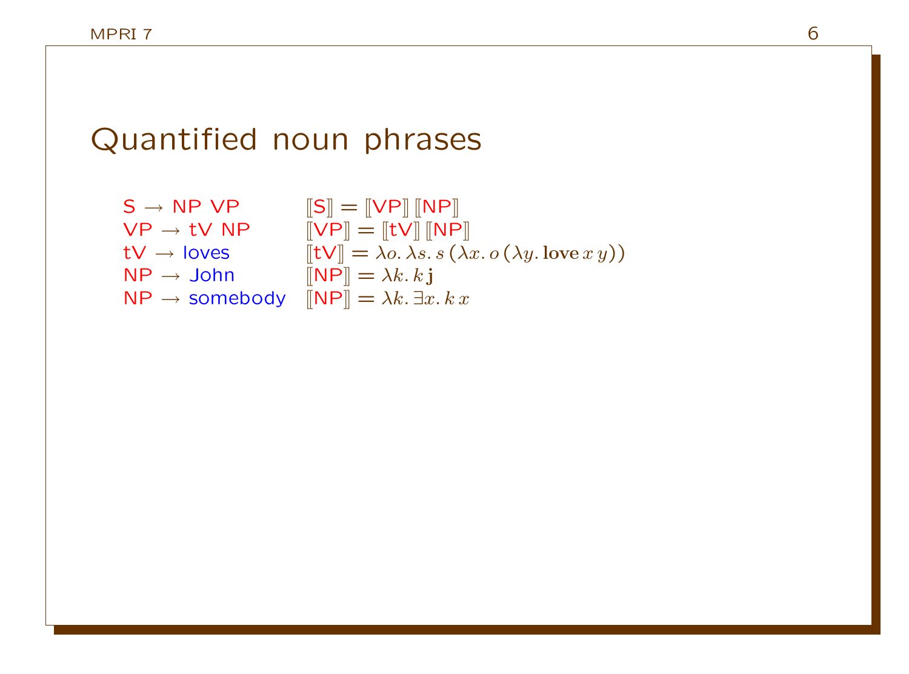# Quantified noun phrases

| | |
|---|---|
| S → NP VP | $[\![\text{S}]\!] = [\![\text{VP}]\!]\,[\![\text{NP}]\!]$ |
| VP → tV NP | $[\![\text{VP}]\!] = [\![\text{tV}]\!]\,[\![\text{NP}]\!]$ |
| tV → loves | $[\![\text{tV}]\!] = \lambda o.\,\lambda s.\,s\,(\lambda x.\,o\,(\lambda y.\,\mathbf{love}\,x\,y))$ |
| NP → John | $[\![\text{NP}]\!] = \lambda k.\,k\,\mathbf{j}$ |
| NP → somebody | $[\![\text{NP}]\!] = \lambda k.\,\exists x.\,k\,x$ |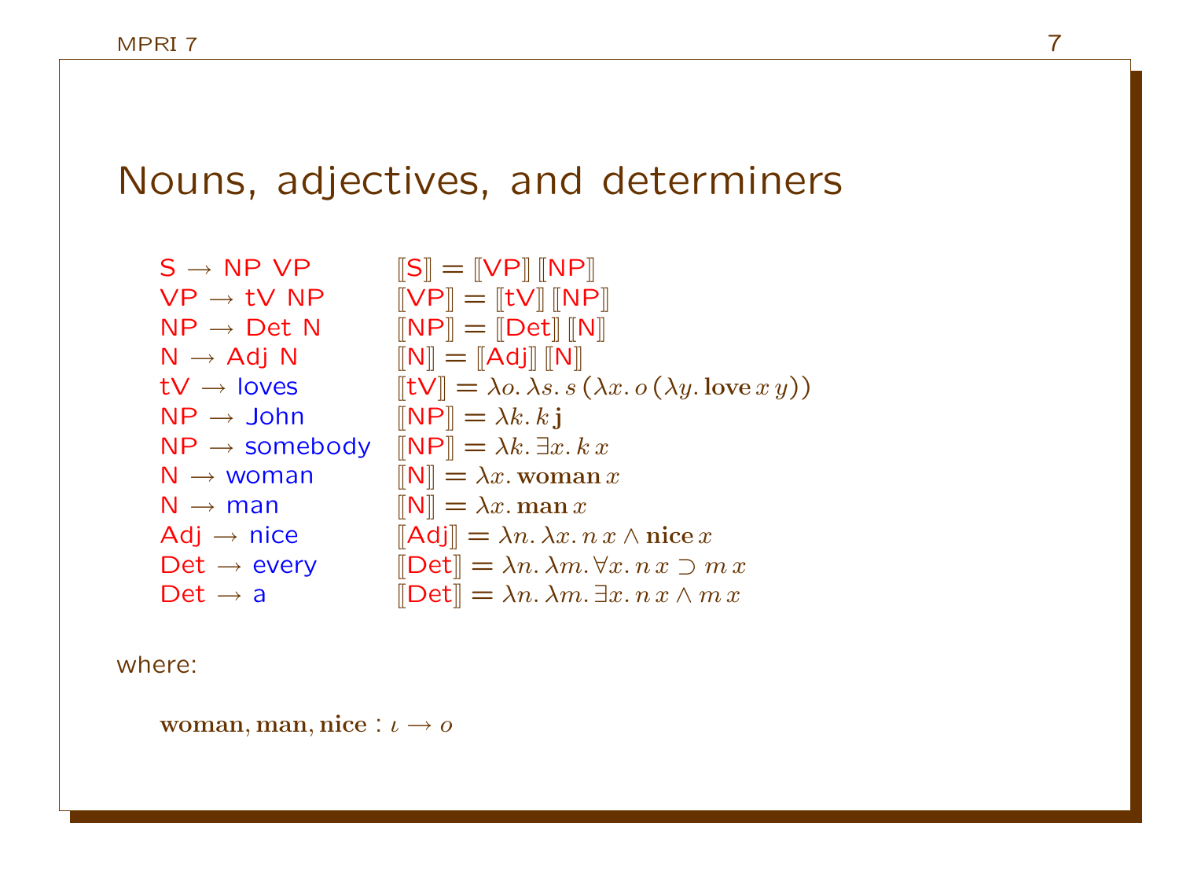# Nouns, adjectives, and determiners

| | |
|---|---|
| S → NP VP | $[\![\mathsf{S}]\!] = [\![\mathsf{VP}]\!]\,[\![\mathsf{NP}]\!]$ |
| VP → tV NP | $[\![\mathsf{VP}]\!] = [\![\mathsf{tV}]\!]\,[\![\mathsf{NP}]\!]$ |
| NP → Det N | $[\![\mathsf{NP}]\!] = [\![\mathsf{Det}]\!]\,[\![\mathsf{N}]\!]$ |
| N → Adj N | $[\![\mathsf{N}]\!] = [\![\mathsf{Adj}]\!]\,[\![\mathsf{N}]\!]$ |
| tV → loves | $[\![\mathsf{tV}]\!] = \lambda o.\, \lambda s.\, s\,(\lambda x.\, o\,(\lambda y.\, \mathbf{love}\, x\, y))$ |
| NP → John | $[\![\mathsf{NP}]\!] = \lambda k.\, k\, \mathbf{j}$ |
| NP → somebody | $[\![\mathsf{NP}]\!] = \lambda k.\, \exists x.\, k\, x$ |
| N → woman | $[\![\mathsf{N}]\!] = \lambda x.\, \mathbf{woman}\, x$ |
| N → man | $[\![\mathsf{N}]\!] = \lambda x.\, \mathbf{man}\, x$ |
| Adj → nice | $[\![\mathsf{Adj}]\!] = \lambda n.\, \lambda x.\, n\, x \wedge \mathbf{nice}\, x$ |
| Det → every | $[\![\mathsf{Det}]\!] = \lambda n.\, \lambda m.\, \forall x.\, n\, x \supset m\, x$ |
| Det → a | $[\![\mathsf{Det}]\!] = \lambda n.\, \lambda m.\, \exists x.\, n\, x \wedge m\, x$ |

where:

$$\mathbf{woman}, \mathbf{man}, \mathbf{nice} : \iota \rightarrow o$$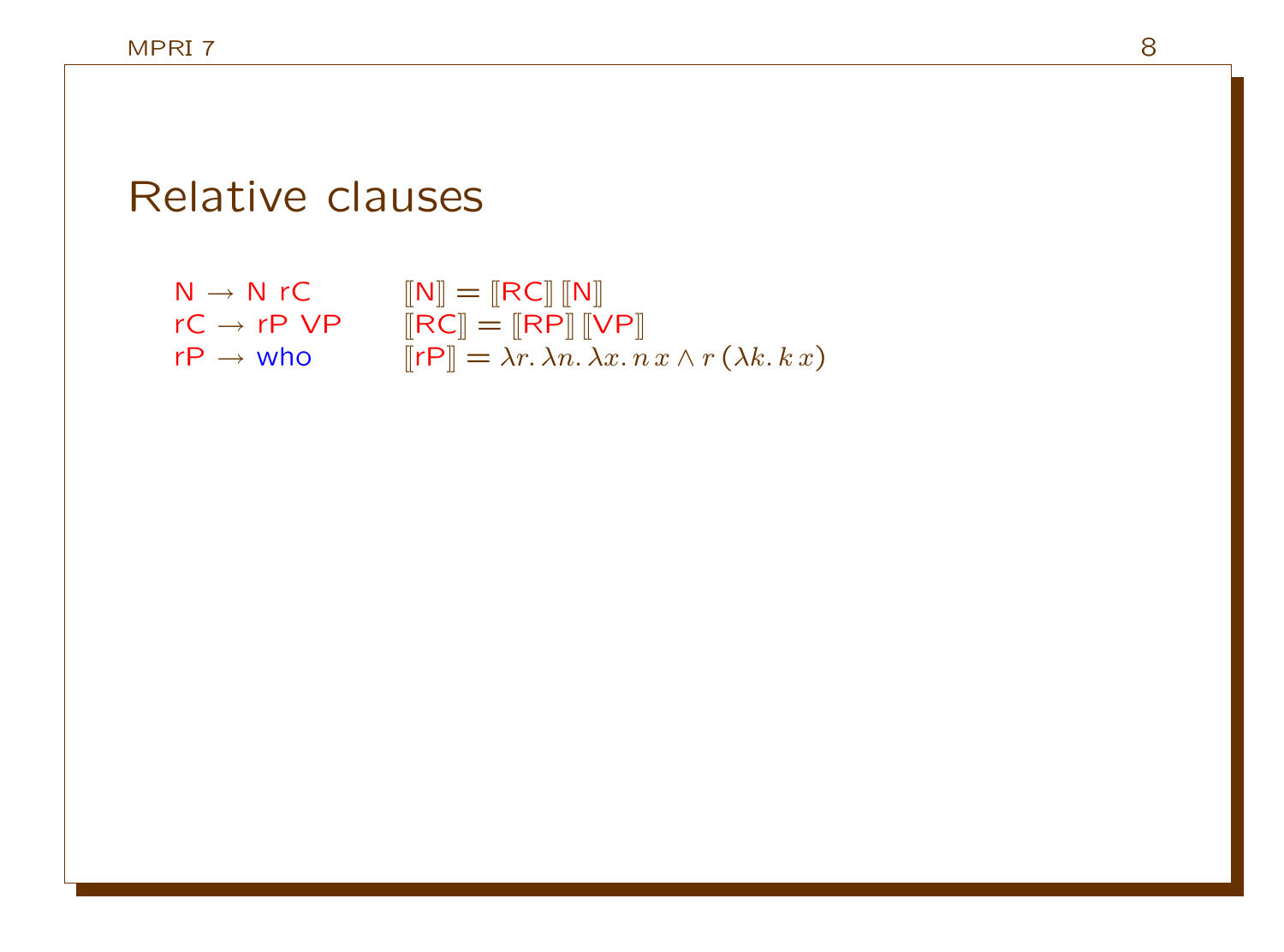# Relative clauses

| | |
|---|---|
| N → N rC | $[\![\text{N}]\!] = [\![\text{RC}]\!]\,[\![\text{N}]\!]$ |
| rC → rP VP | $[\![\text{RC}]\!] = [\![\text{RP}]\!]\,[\![\text{VP}]\!]$ |
| rP → who | $[\![\text{rP}]\!] = \lambda r.\,\lambda n.\,\lambda x.\,n\,x \wedge r\,(\lambda k.\,k\,x)$ |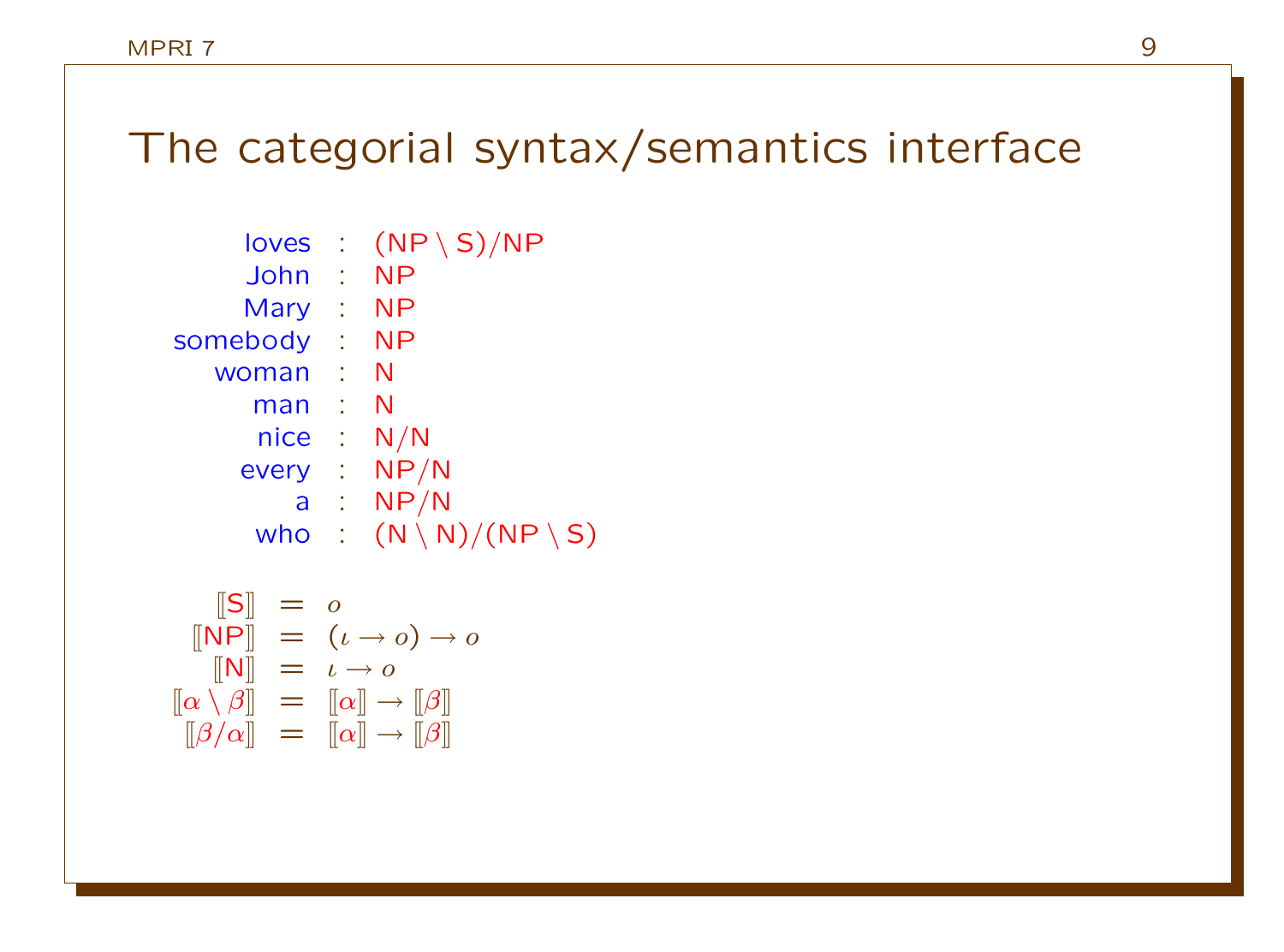# The categorial syntax/semantics interface

$$
\begin{array}{rcl}
\text{loves} & : & (\mathsf{NP} \setminus \mathsf{S}) / \mathsf{NP} \\
\text{John} & : & \mathsf{NP} \\
\text{Mary} & : & \mathsf{NP} \\
\text{somebody} & : & \mathsf{NP} \\
\text{woman} & : & \mathsf{N} \\
\text{man} & : & \mathsf{N} \\
\text{nice} & : & \mathsf{N} / \mathsf{N} \\
\text{every} & : & \mathsf{NP} / \mathsf{N} \\
\text{a} & : & \mathsf{NP} / \mathsf{N} \\
\text{who} & : & (\mathsf{N} \setminus \mathsf{N}) / (\mathsf{NP} \setminus \mathsf{S})
\end{array}
$$

$$
\begin{array}{rcl}
[\![\mathsf{S}]\!] & = & o \\
[\![\mathsf{NP}]\!] & = & (\iota \rightarrow o) \rightarrow o \\
[\![\mathsf{N}]\!] & = & \iota \rightarrow o \\
[\![\alpha \setminus \beta]\!] & = & [\![\alpha]\!] \rightarrow [\![\beta]\!] \\
[\![\beta / \alpha]\!] & = & [\![\alpha]\!] \rightarrow [\![\beta]\!]
\end{array}
$$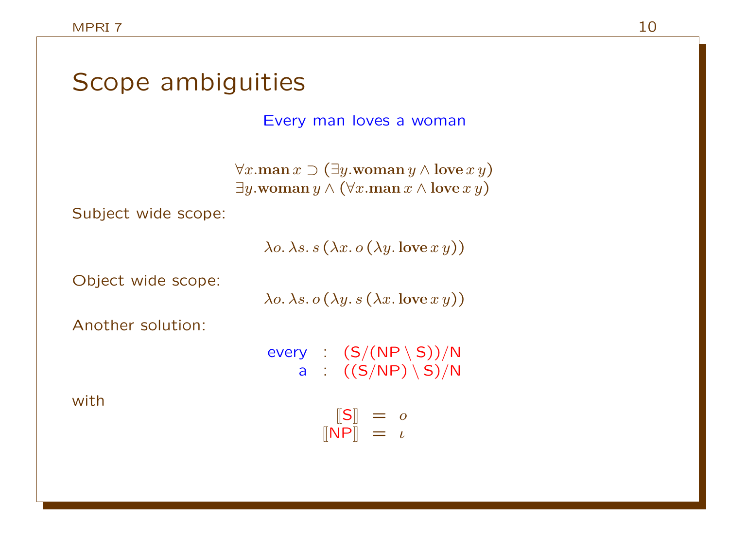# Scope ambiguities

Every man loves a woman

$$\forall x.\mathbf{man}\, x \supset (\exists y.\mathbf{woman}\, y \wedge \mathbf{love}\, x\, y)$$
$$\exists y.\mathbf{woman}\, y \wedge (\forall x.\mathbf{man}\, x \wedge \mathbf{love}\, x\, y)$$

Subject wide scope:

$$\lambda o.\, \lambda s.\, s\, (\lambda x.\, o\, (\lambda y.\, \mathbf{love}\, x\, y))$$

Object wide scope:

$$\lambda o.\, \lambda s.\, o\, (\lambda y.\, s\, (\lambda x.\, \mathbf{love}\, x\, y))$$

Another solution:

$$\begin{array}{rcl} \text{every} & : & (\mathsf{S}/(\mathsf{NP} \setminus \mathsf{S}))/\mathsf{N} \\ \text{a} & : & ((\mathsf{S}/\mathsf{NP}) \setminus \mathsf{S})/\mathsf{N} \end{array}$$

with

$$\begin{array}{rcl} [\![\mathsf{S}]\!] & = & o \\ [\![\mathsf{NP}]\!] & = & \iota \end{array}$$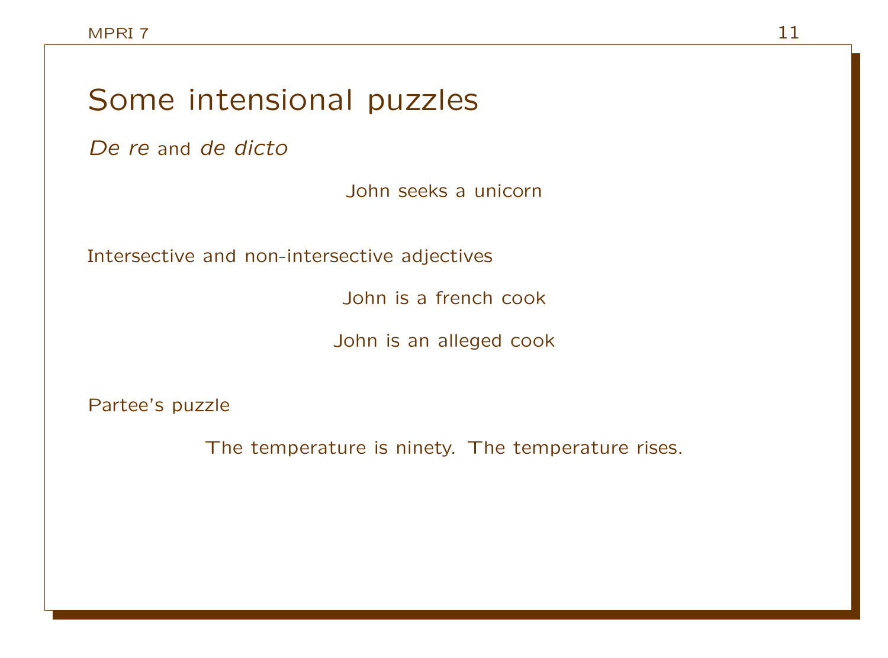# Some intensional puzzles

*De re* and *de dicto*

John seeks a unicorn

Intersective and non-intersective adjectives

John is a french cook

John is an alleged cook

Partee's puzzle

The temperature is ninety. The temperature rises.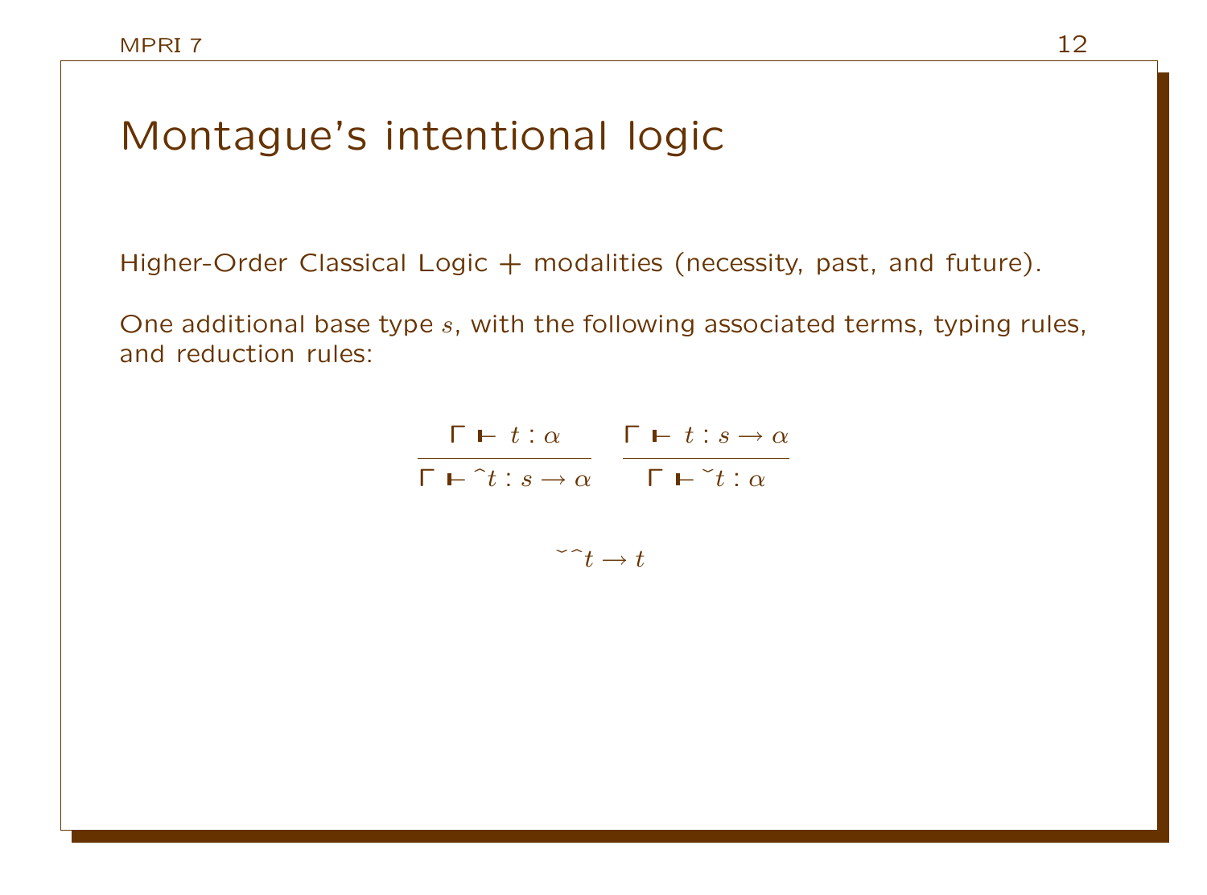# Montague's intentional logic

Higher-Order Classical Logic + modalities (necessity, past, and future).

One additional base type $s$, with the following associated terms, typing rules, and reduction rules:

$$\frac{\Gamma \vdash t : \alpha}{\Gamma \vdash {}^{\wedge}t : s \rightarrow \alpha} \qquad \frac{\Gamma \vdash t : s \rightarrow \alpha}{\Gamma \vdash {}^{\vee}t : \alpha}$$

$${}^{\vee\wedge}t \rightarrow t$$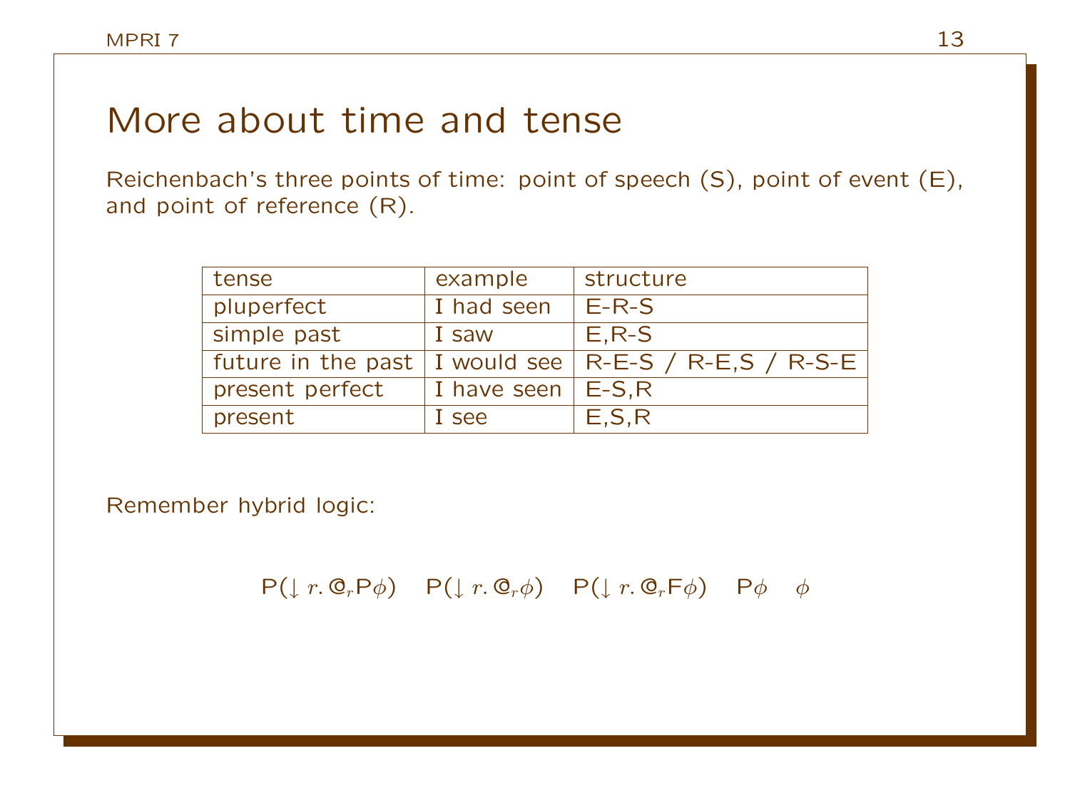# More about time and tense

Reichenbach's three points of time: point of speech (S), point of event (E), and point of reference (R).

| tense | example | structure |
|---|---|---|
| pluperfect | I had seen | E-R-S |
| simple past | I saw | E,R-S |
| future in the past | I would see | R-E-S / R-E,S / R-S-E |
| present perfect | I have seen | E-S,R |
| present | I see | E,S,R |

Remember hybrid logic:

$$\mathsf{P}(\downarrow r.\, @_r \mathsf{P}\phi) \quad \mathsf{P}(\downarrow r.\, @_r \phi) \quad \mathsf{P}(\downarrow r.\, @_r \mathsf{F}\phi) \quad \mathsf{P}\phi \quad \phi$$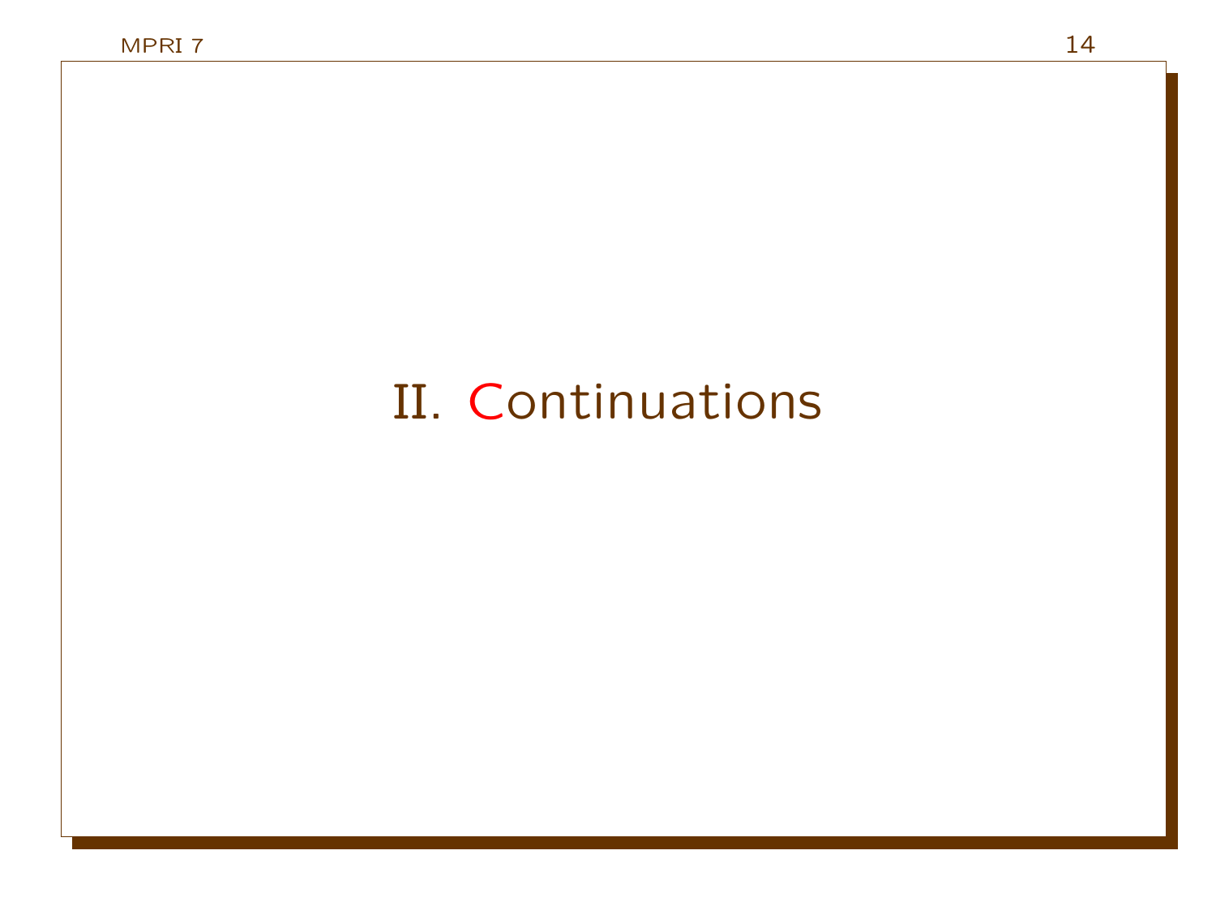# II. Continuations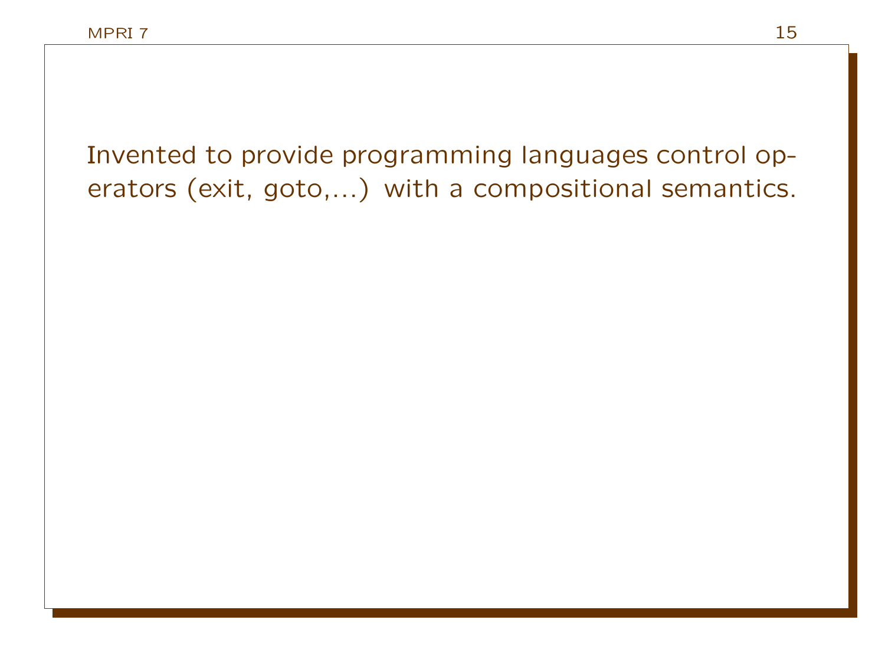Invented to provide programming languages control operators (exit, goto,...) with a compositional semantics.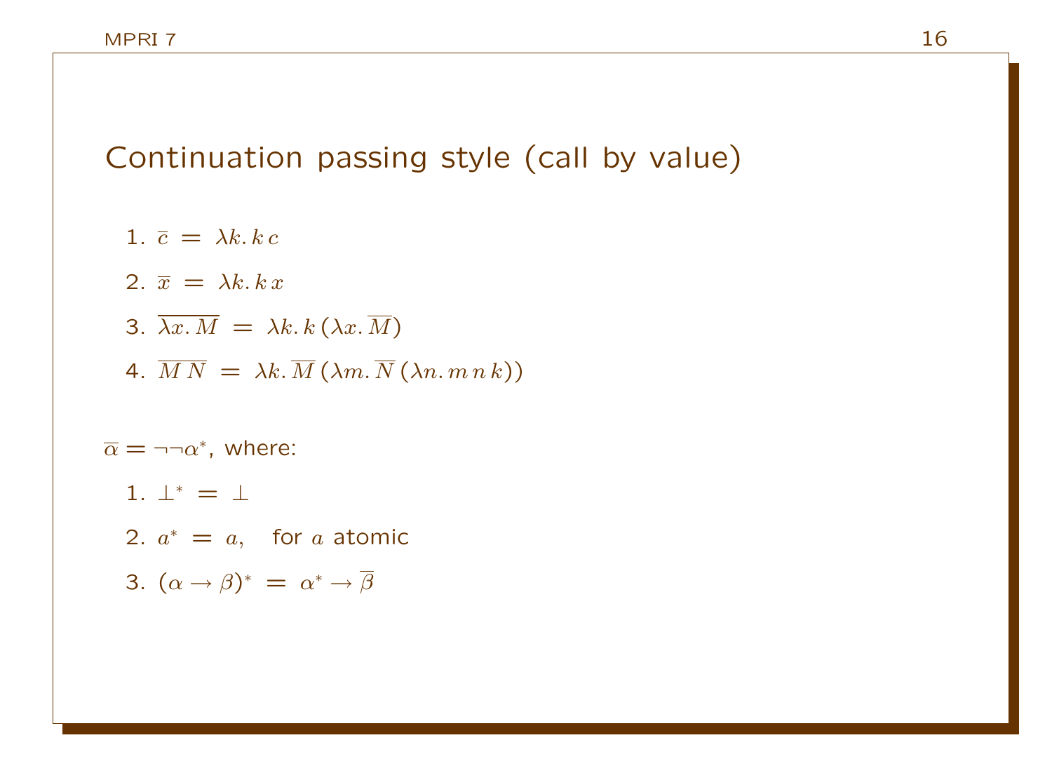# Continuation passing style (call by value)

1. $\overline{c} \;=\; \lambda k.\, k\, c$
2. $\overline{x} \;=\; \lambda k.\, k\, x$
3. $\overline{\lambda x.\, M} \;=\; \lambda k.\, k\, (\lambda x.\, \overline{M})$
4. $\overline{M\, N} \;=\; \lambda k.\, \overline{M}\, (\lambda m.\, \overline{N}\, (\lambda n.\, m\, n\, k))$

$\overline{\alpha} = \neg\neg\alpha^{*}$, where:

1. $\bot^{*} \;=\; \bot$
2. $a^{*} \;=\; a,\quad$ for $a$ atomic
3. $(\alpha \to \beta)^{*} \;=\; \alpha^{*} \to \overline{\beta}$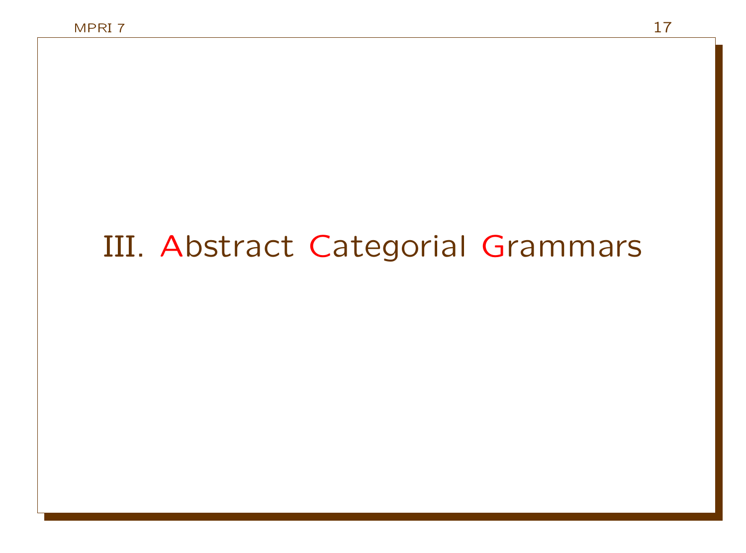# III. Abstract Categorial Grammars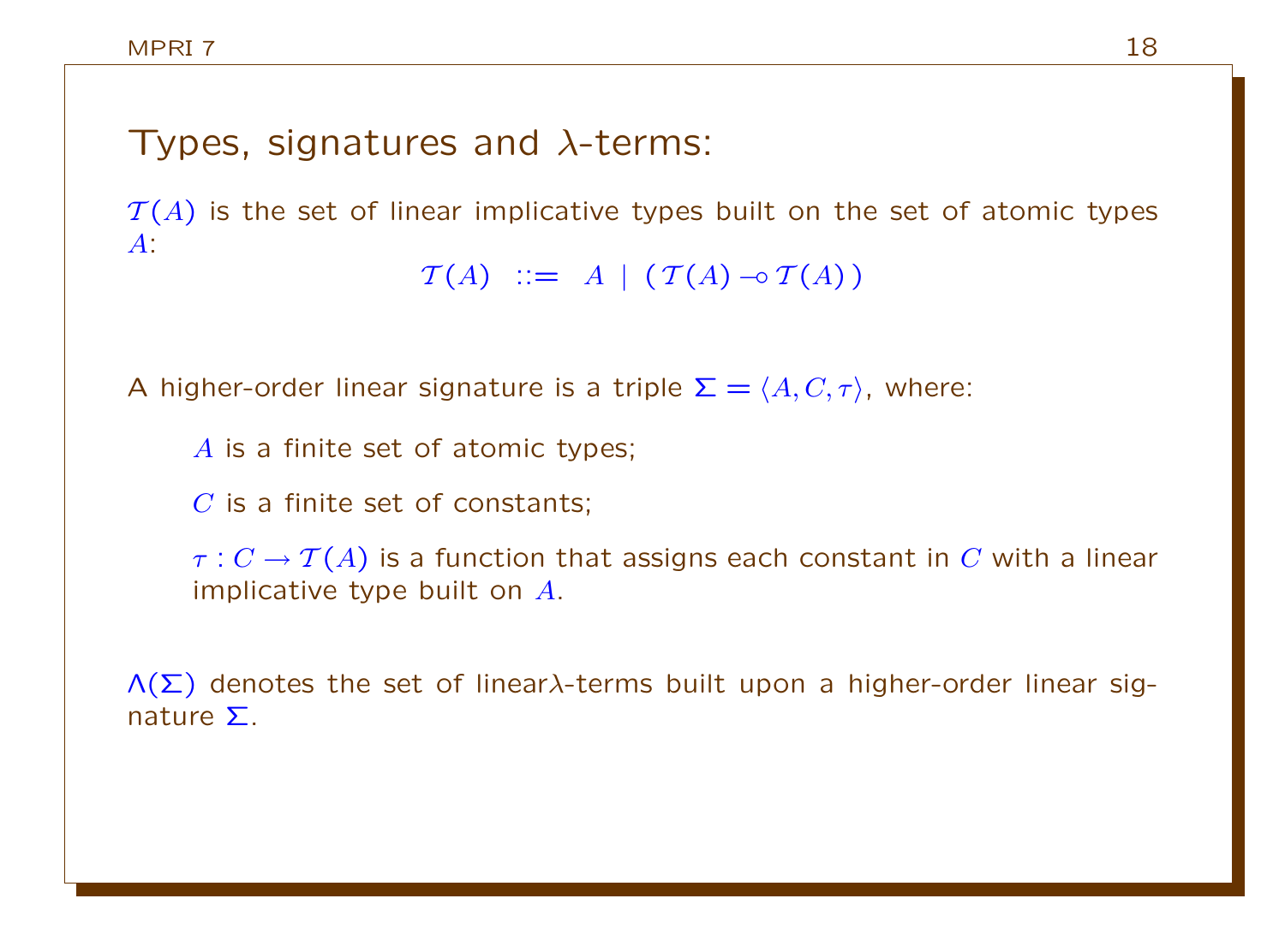# Types, signatures and $\lambda$-terms:

$\mathcal{T}(A)$ is the set of linear implicative types built on the set of atomic types $A$:

$$\mathcal{T}(A) \ ::= \ A \mid (\mathcal{T}(A) \multimap \mathcal{T}(A))$$

A higher-order linear signature is a triple $\Sigma = \langle A, C, \tau \rangle$, where:

- $A$ is a finite set of atomic types;
- $C$ is a finite set of constants;
- $\tau : C \to \mathcal{T}(A)$ is a function that assigns each constant in $C$ with a linear implicative type built on $A$.

$\Lambda(\Sigma)$ denotes the set of linear$\lambda$-terms built upon a higher-order linear signature $\Sigma$.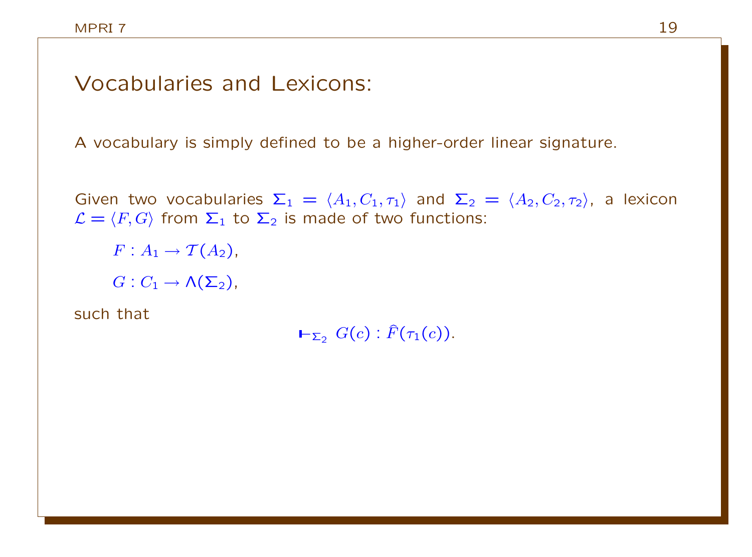## Vocabularies and Lexicons:

A vocabulary is simply defined to be a higher-order linear signature.

Given two vocabularies $\Sigma_1 = \langle A_1, C_1, \tau_1 \rangle$ and $\Sigma_2 = \langle A_2, C_2, \tau_2 \rangle$, a lexicon $\mathcal{L} = \langle F, G \rangle$ from $\Sigma_1$ to $\Sigma_2$ is made of two functions:

$F : A_1 \to \mathcal{T}(A_2)$,

$G : C_1 \to \Lambda(\Sigma_2)$,

such that

$$\vdash_{\Sigma_2} G(c) : \widehat{F}(\tau_1(c)).$$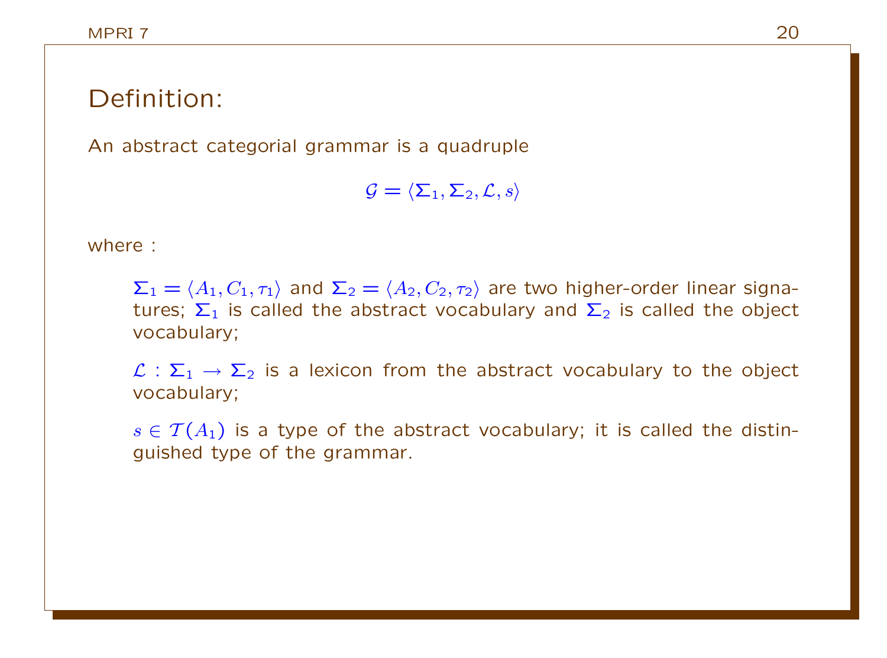## Definition:

An abstract categorial grammar is a quadruple

$$\mathcal{G} = \langle \mathbf{\Sigma}_1, \mathbf{\Sigma}_2, \mathcal{L}, s \rangle$$

where :

> $\mathbf{\Sigma}_1 = \langle A_1, C_1, \tau_1 \rangle$ and $\mathbf{\Sigma}_2 = \langle A_2, C_2, \tau_2 \rangle$ are two higher-order linear signatures; $\mathbf{\Sigma}_1$ is called the abstract vocabulary and $\mathbf{\Sigma}_2$ is called the object vocabulary;
>
> $\mathcal{L} : \mathbf{\Sigma}_1 \rightarrow \mathbf{\Sigma}_2$ is a lexicon from the abstract vocabulary to the object vocabulary;
>
> $s \in \mathcal{T}(A_1)$ is a type of the abstract vocabulary; it is called the distinguished type of the grammar.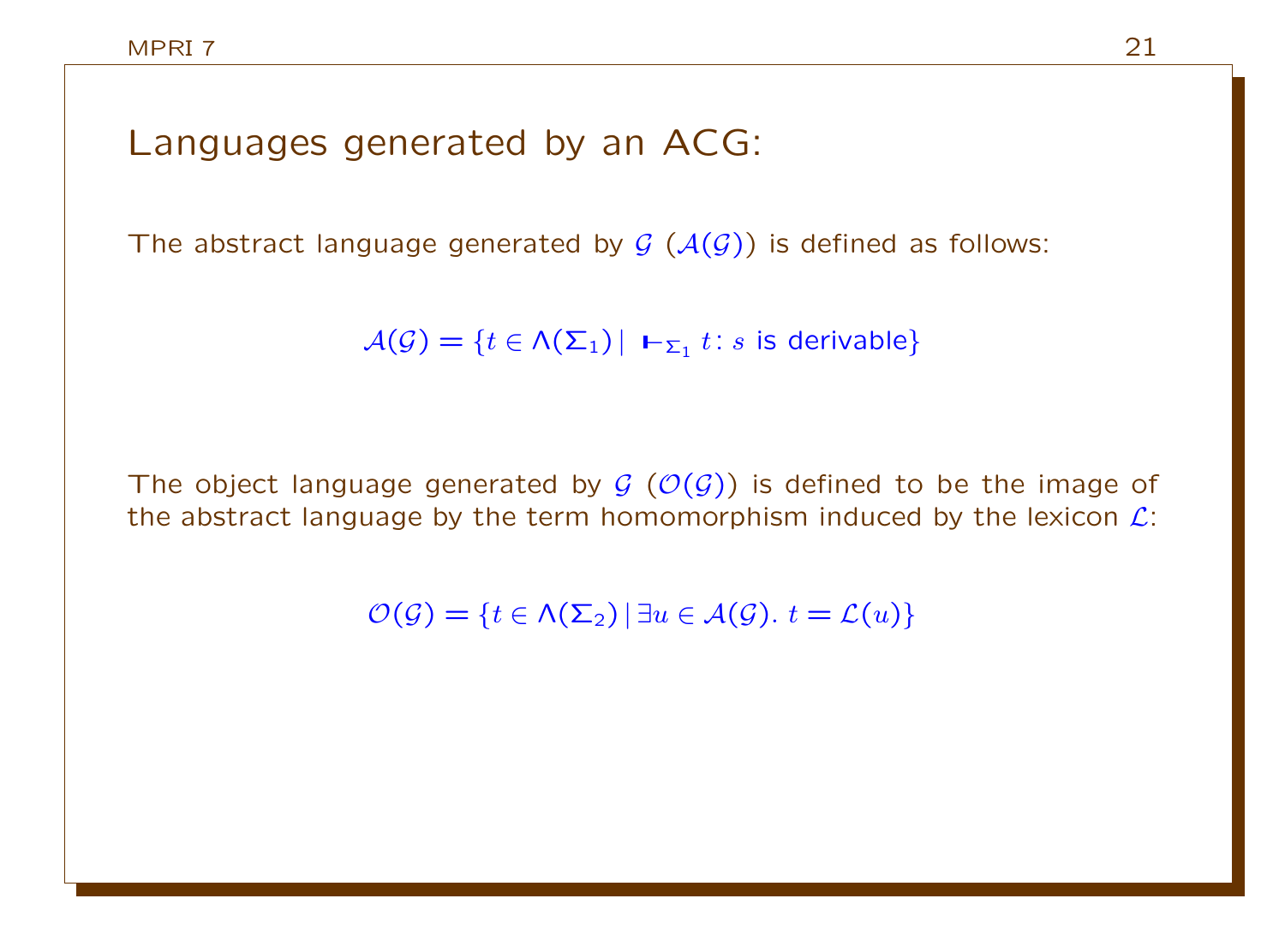# Languages generated by an ACG:

The abstract language generated by $\mathcal{G}$ ($\mathcal{A}(\mathcal{G})$) is defined as follows:

$$\mathcal{A}(\mathcal{G}) = \{t \in \Lambda(\Sigma_1) \mid \ \vdash_{\Sigma_1} t : s \text{ is derivable}\}$$

The object language generated by $\mathcal{G}$ ($\mathcal{O}(\mathcal{G})$) is defined to be the image of the abstract language by the term homomorphism induced by the lexicon $\mathcal{L}$:

$$\mathcal{O}(\mathcal{G}) = \{t \in \Lambda(\Sigma_2) \mid \exists u \in \mathcal{A}(\mathcal{G}).\ t = \mathcal{L}(u)\}$$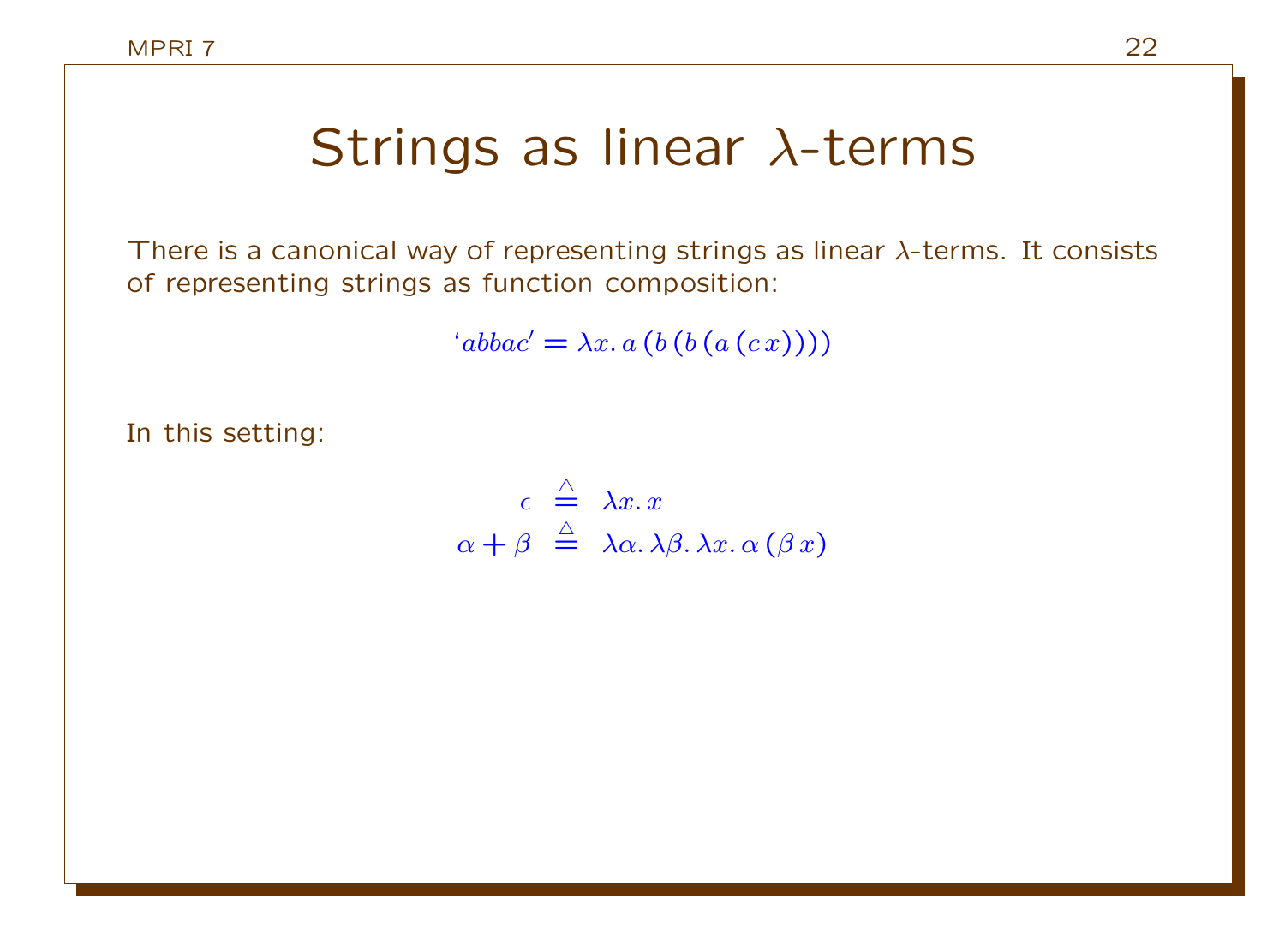# Strings as linear $\lambda$-terms

There is a canonical way of representing strings as linear $\lambda$-terms. It consists of representing strings as function composition:

$$\text{`}abbac\text{'} = \lambda x.\, a\,(b\,(b\,(a\,(c\,x))))$$

In this setting:

$$\begin{aligned} \epsilon &\triangleq \lambda x.\, x \\ \alpha + \beta &\triangleq \lambda \alpha.\, \lambda \beta.\, \lambda x.\, \alpha\,(\beta\,x) \end{aligned}$$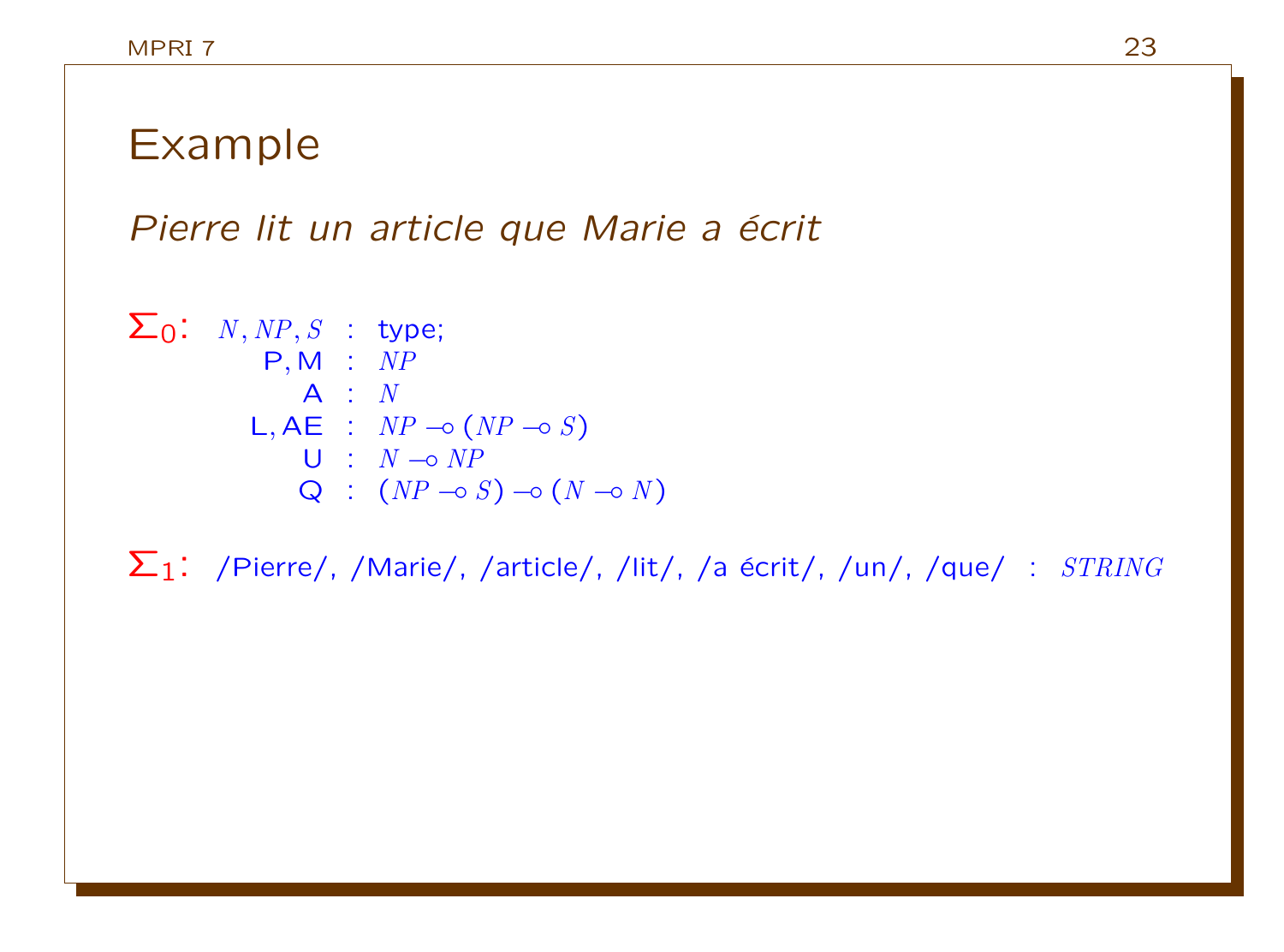# Example

*Pierre lit un article que Marie a écrit*

$\Sigma_0$:

$$
\begin{array}{rcl}
N, NP, S & : & \text{type;} \\
\mathsf{P}, \mathsf{M} & : & NP \\
\mathsf{A} & : & N \\
\mathsf{L}, \mathsf{AE} & : & NP \multimap (NP \multimap S) \\
\mathsf{U} & : & N \multimap NP \\
\mathsf{Q} & : & (NP \multimap S) \multimap (N \multimap N)
\end{array}
$$

$\Sigma_1$: /Pierre/, /Marie/, /article/, /lit/, /a écrit/, /un/, /que/ : $STRING$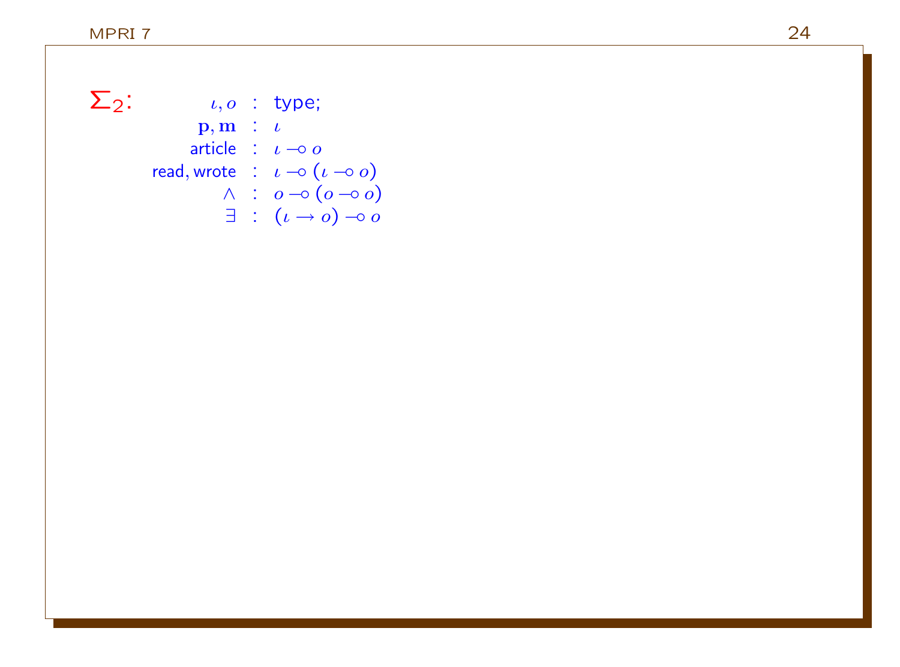$\Sigma_2$:

$$
\begin{array}{rcl}
\iota, o & : & \text{type;} \\
\mathbf{p}, \mathbf{m} & : & \iota \\
\text{article} & : & \iota \multimap o \\
\text{read}, \text{wrote} & : & \iota \multimap (\iota \multimap o) \\
\wedge & : & o \multimap (o \multimap o) \\
\exists & : & (\iota \rightarrow o) \multimap o
\end{array}
$$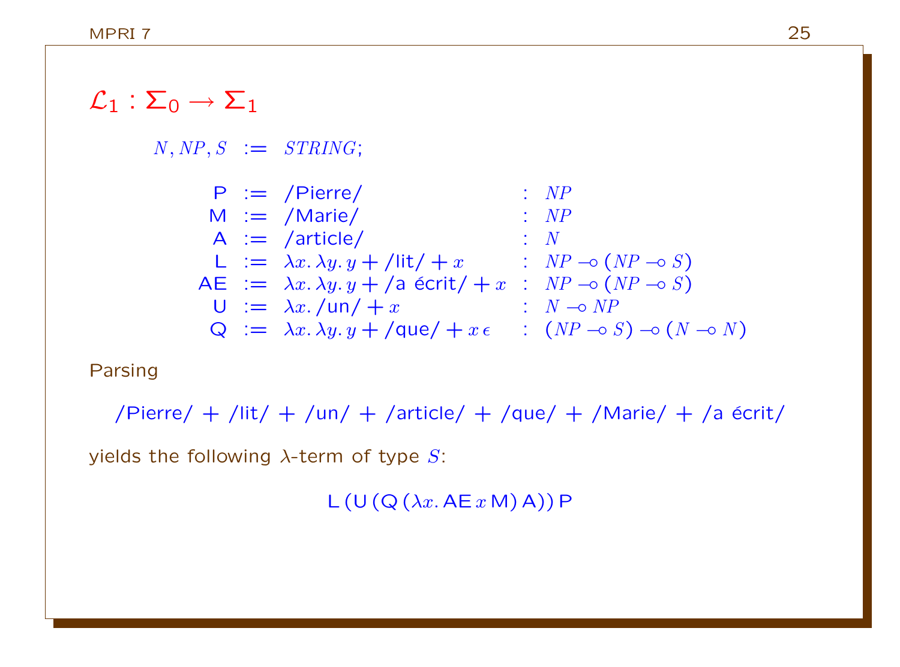## $\mathcal{L}_1 : \Sigma_0 \to \Sigma_1$

$$N, NP, S \;:=\; STRING;$$

$$
\begin{array}{rcll}
\mathsf{P} & := & \text{/Pierre/} & : \; NP \\
\mathsf{M} & := & \text{/Marie/} & : \; NP \\
\mathsf{A} & := & \text{/article/} & : \; N \\
\mathsf{L} & := & \lambda x.\, \lambda y.\, y + \text{/lit/} + x & : \; NP \multimap (NP \multimap S) \\
\mathsf{AE} & := & \lambda x.\, \lambda y.\, y + \text{/a écrit/} + x & : \; NP \multimap (NP \multimap S) \\
\mathsf{U} & := & \lambda x.\, \text{/un/} + x & : \; N \multimap NP \\
\mathsf{Q} & := & \lambda x.\, \lambda y.\, y + \text{/que/} + x\, \epsilon & : \; (NP \multimap S) \multimap (N \multimap N)
\end{array}
$$

Parsing

/Pierre/ + /lit/ + /un/ + /article/ + /que/ + /Marie/ + /a écrit/

yields the following $\lambda$-term of type $S$:

$$\mathsf{L}\,(\mathsf{U}\,(\mathsf{Q}\,(\lambda x.\, \mathsf{AE}\, x\, \mathsf{M})\, \mathsf{A}))\, \mathsf{P}$$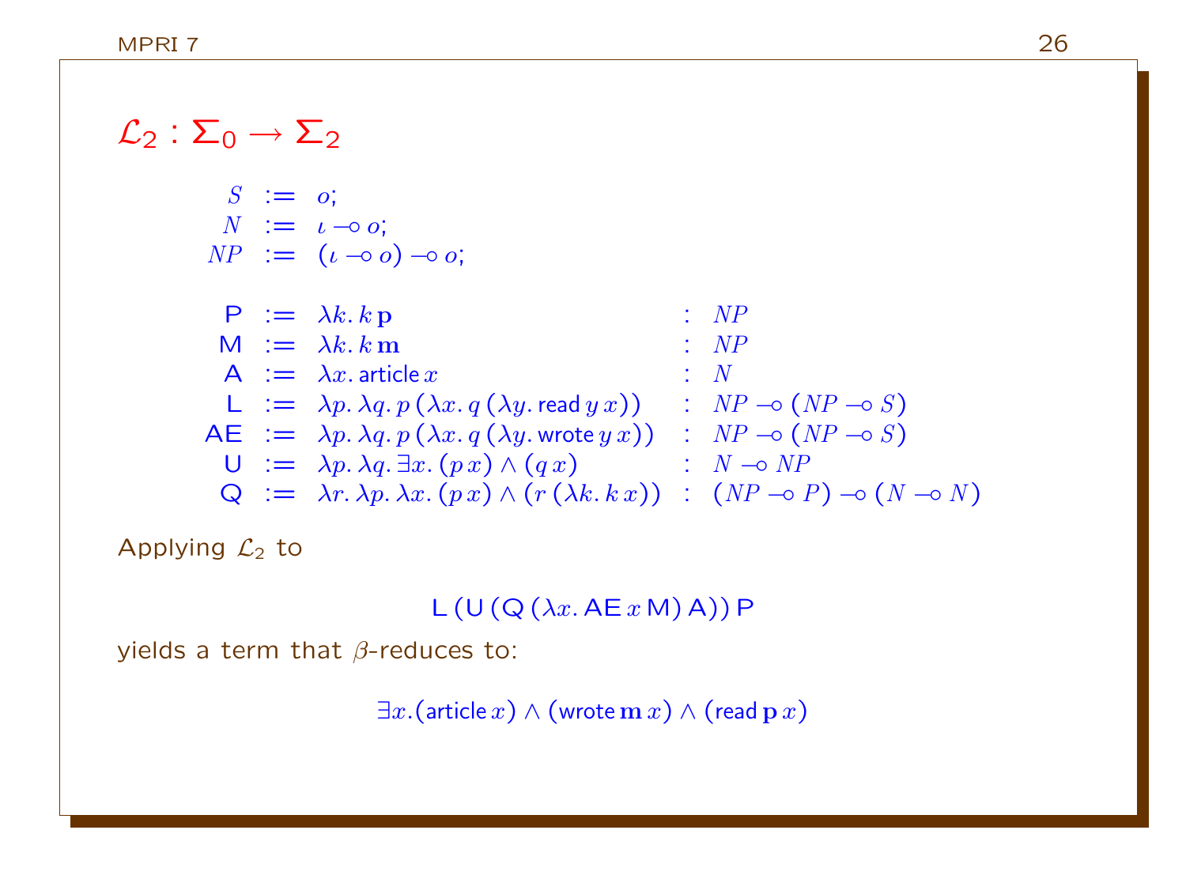# $\mathcal{L}_2 : \Sigma_0 \rightarrow \Sigma_2$

$$
\begin{array}{rcl}
S & := & o; \\
N & := & \iota \multimap o; \\
NP & := & (\iota \multimap o) \multimap o;
\end{array}
$$

$$
\begin{array}{rcll}
\mathsf{P} & := & \lambda k.\, k\, \mathbf{p} & : \; NP \\
\mathsf{M} & := & \lambda k.\, k\, \mathbf{m} & : \; NP \\
\mathsf{A} & := & \lambda x.\, \mathsf{article}\, x & : \; N \\
\mathsf{L} & := & \lambda p.\, \lambda q.\, p\, (\lambda x.\, q\, (\lambda y.\, \mathsf{read}\, y\, x)) & : \; NP \multimap (NP \multimap S) \\
\mathsf{AE} & := & \lambda p.\, \lambda q.\, p\, (\lambda x.\, q\, (\lambda y.\, \mathsf{wrote}\, y\, x)) & : \; NP \multimap (NP \multimap S) \\
\mathsf{U} & := & \lambda p.\, \lambda q.\, \exists x.\, (p\, x) \wedge (q\, x) & : \; N \multimap NP \\
\mathsf{Q} & := & \lambda r.\, \lambda p.\, \lambda x.\, (p\, x) \wedge (r\, (\lambda k.\, k\, x)) & : \; (NP \multimap P) \multimap (N \multimap N)
\end{array}
$$

Applying $\mathcal{L}_2$ to

$$\mathsf{L}\, (\mathsf{U}\, (\mathsf{Q}\, (\lambda x.\, \mathsf{AE}\, x\, \mathsf{M})\, \mathsf{A}))\, \mathsf{P}$$

yields a term that $\beta$-reduces to:

$$\exists x.(\mathsf{article}\, x) \wedge (\mathsf{wrote}\, \mathbf{m}\, x) \wedge (\mathsf{read}\, \mathbf{p}\, x)$$